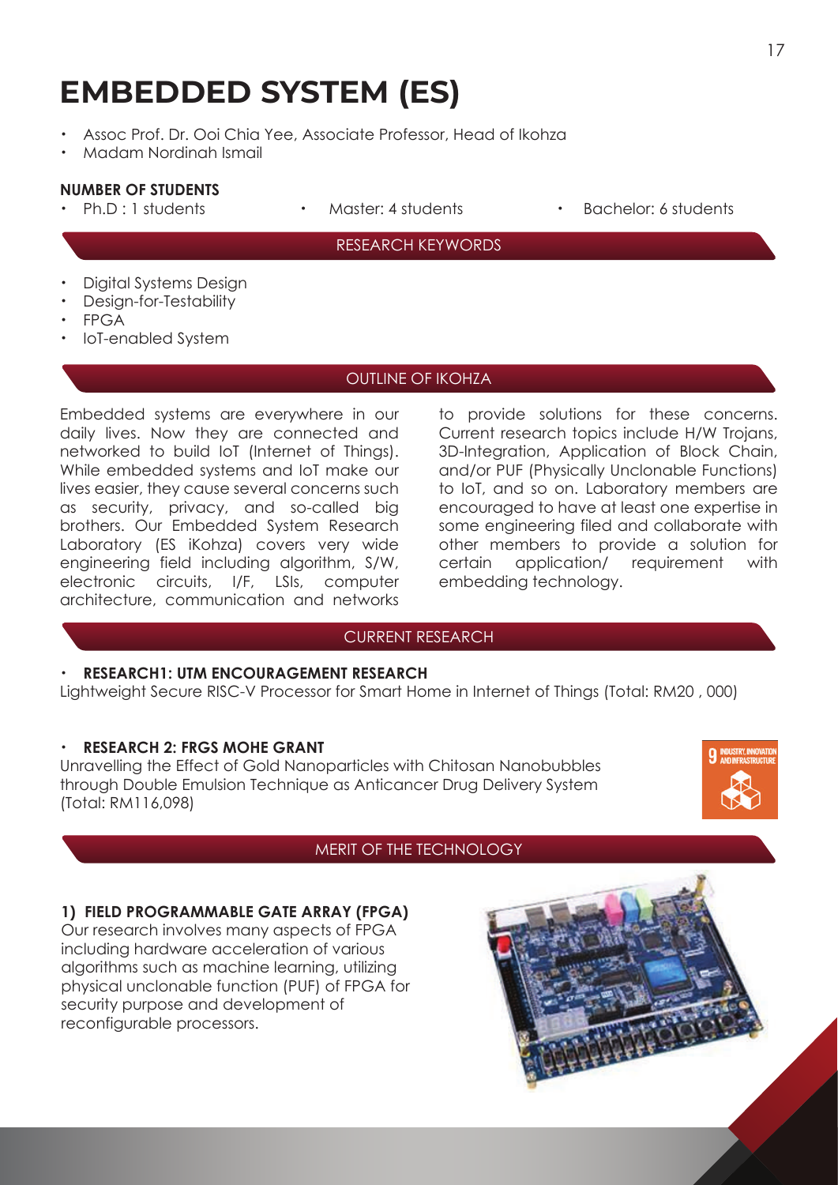# EMBEDDED SYSTEM (ES)

- Assoc Prof. Dr. Ooi Chia Yee, Associate Professor, Head of Ikohza
- Madam Nordinah Ismail

**NUMBER OF STUDENTS**

- Ph.D : 1 students
- Master: 4 students
- Bachelor: 6 students

## RESEARCH KEYWORDS

- Digital Systems Design
- Design-for-Testability
- FPGA
- IoT-enabled System

## OUTLINE OF IKOHZA

Embedded systems are everywhere in our daily lives. Now they are connected and networked to build IoT (Internet of Things). While embedded systems and IoT make our lives easier, they cause several concerns such as security, privacy, and so-called big brothers. Our Embedded System Research Laboratory (ES iKohza) covers very wide engineering field including algorithm, S/W, electronic circuits, I/F, LSIs, computer architecture, communication and networks to provide solutions for these concerns. Current research topics include H/W Trojans, 3D-Integration, Application of Block Chain, and/or PUF (Physically Unclonable Functions) to IoT, and so on. Laboratory members are encouraged to have at least one expertise in some engineering filed and collaborate with other members to provide a solution for certain application/ requirement with embedding technology.

## CURRENT RESEARCH

- **RESEARCH1: UTM ENCOURAGEMENT RESEARCH**

Lightweight Secure RISC-V Processor for Smart Home in Internet of Things (Total: RM20 , 000)

- **RESEARCH 2: FRGS MOHE GRANT**

Unravelling the Effect of Gold Nanoparticles with Chitosan Nanobubbles through Double Emulsion Technique as Anticancer Drug Delivery System (Total: RM116,098)

9 INDUSTRY, INNOVATION AND INFRASTRUCTURE

## MERIT OF THE TECHNOLOGY

**1) FIELD PROGRAMMABLE GATE ARRAY (FPGA)**

Our research involves many aspects of FPGA including hardware acceleration of various algorithms such as machine learning, utilizing physical unclonable function (PUF) of FPGA for security purpose and development of reconfigurable processors.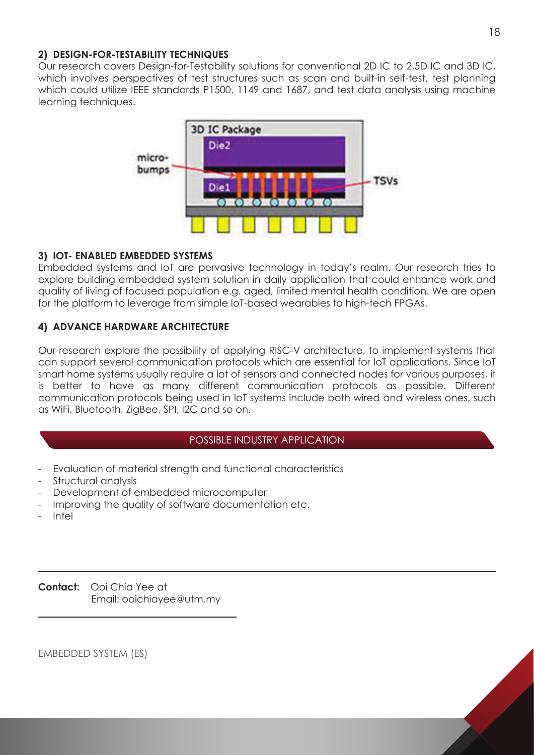### 2) DESIGN-FOR-TESTABILITY TECHNIQUES

Our research covers Design-for-Testability solutions for conventional 2D IC to 2.5D IC and 3D IC, which involves perspectives of test structures such as scan and built-in self-test, test planning which could utilize IEEE standards P1500, 1149 and 1687, and test data analysis using machine learning techniques.

3D IC Package

Die2

micro-bumps

Die1

TSVs

### 3) IOT- ENABLED EMBEDDED SYSTEMS

Embedded systems and IoT are pervasive technology in today's realm. Our research tries to explore building embedded system solution in daily application that could enhance work and quality of living of focused population e.g. aged, limited mental health condition. We are open for the platform to leverage from simple IoT-based wearables to high-tech FPGAs.

### 4) ADVANCE HARDWARE ARCHITECTURE

Our research explore the possibility of applying RISC-V architecture, to implement systems that can support several communication protocols which are essential for IoT applications. Since IoT smart home systems usually require a lot of sensors and connected nodes for various purposes, it is better to have as many different communication protocols as possible. Different communication protocols being used in IoT systems include both wired and wireless ones, such as WiFi, Bluetooth, ZigBee, SPI, I2C and so on.

## POSSIBLE INDUSTRY APPLICATION

- Evaluation of material strength and functional characteristics
- Structural analysis
- Development of embedded microcomputer
- Improving the quality of software documentation etc.
- Intel

**Contact:** Ooi Chia Yee at
Email: ooichiayee@utm.my

EMBEDDED SYSTEM (ES)